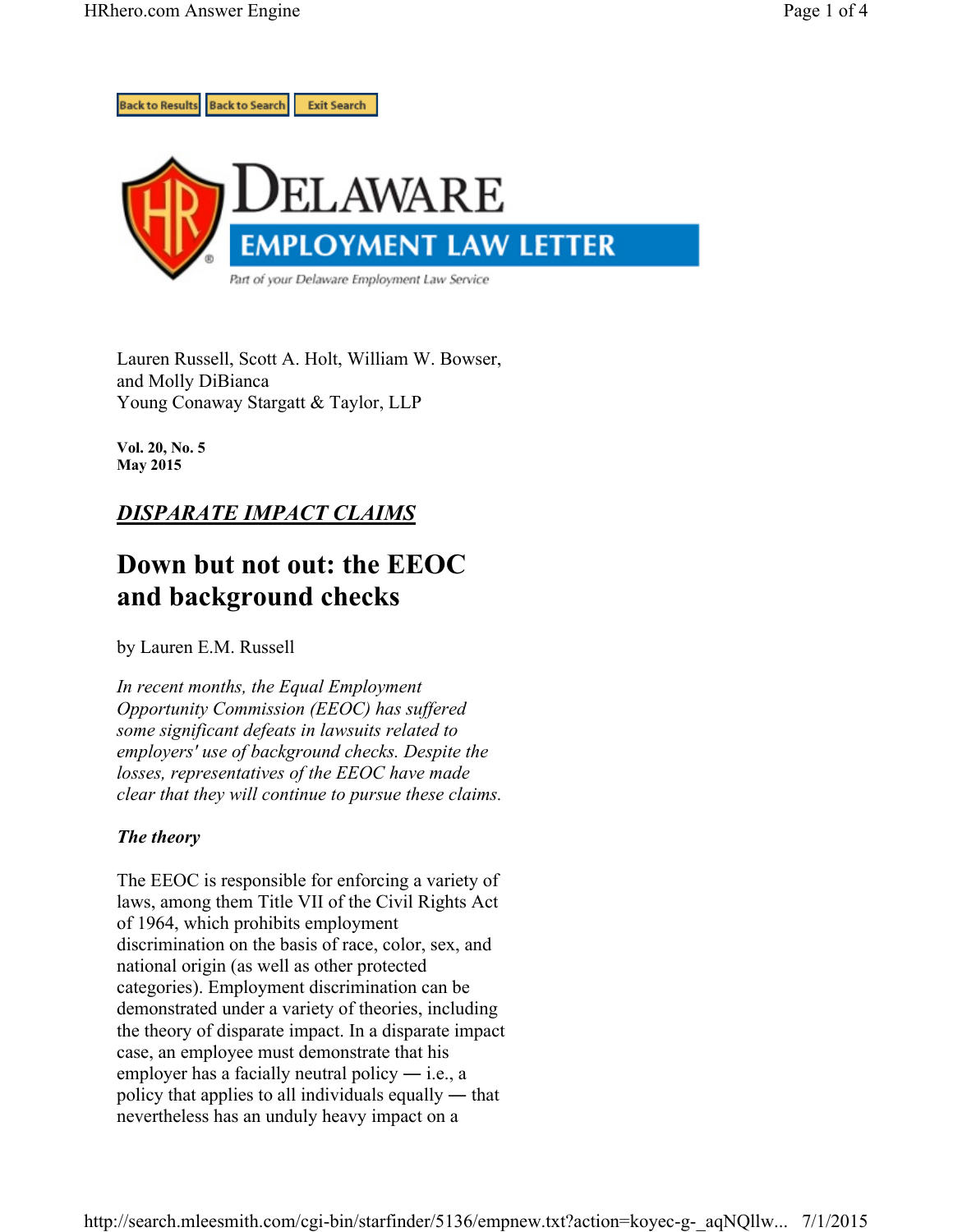Back to Results | Back to Search | Exit Search

# DELAWARE EMPLOYMENT LAW LETTER

*Part of your Delaware Employment Law Service*

Lauren Russell, Scott A. Holt, William W. Bowser, and Molly DiBianca
Young Conaway Stargatt & Taylor, LLP

**Vol. 20, No. 5**
**May 2015**

## *DISPARATE IMPACT CLAIMS*

# Down but not out: the EEOC and background checks

by Lauren E.M. Russell

*In recent months, the Equal Employment Opportunity Commission (EEOC) has suffered some significant defeats in lawsuits related to employers' use of background checks. Despite the losses, representatives of the EEOC have made clear that they will continue to pursue these claims.*

### *The theory*

The EEOC is responsible for enforcing a variety of laws, among them Title VII of the Civil Rights Act of 1964, which prohibits employment discrimination on the basis of race, color, sex, and national origin (as well as other protected categories). Employment discrimination can be demonstrated under a variety of theories, including the theory of disparate impact. In a disparate impact case, an employee must demonstrate that his employer has a facially neutral policy — i.e., a policy that applies to all individuals equally — that nevertheless has an unduly heavy impact on a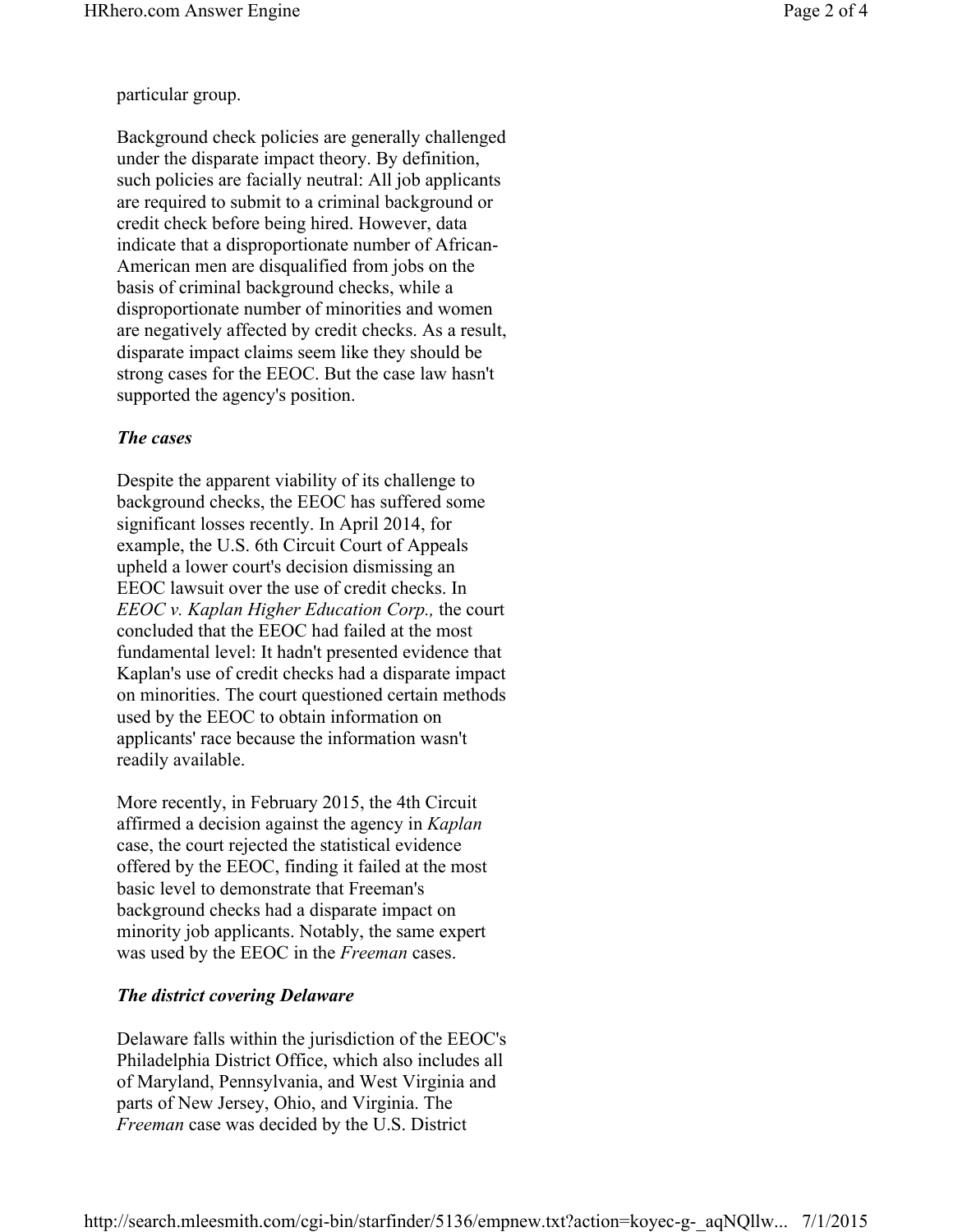particular group.

Background check policies are generally challenged under the disparate impact theory. By definition, such policies are facially neutral: All job applicants are required to submit to a criminal background or credit check before being hired. However, data indicate that a disproportionate number of African-American men are disqualified from jobs on the basis of criminal background checks, while a disproportionate number of minorities and women are negatively affected by credit checks. As a result, disparate impact claims seem like they should be strong cases for the EEOC. But the case law hasn't supported the agency's position.

### *The cases*

Despite the apparent viability of its challenge to background checks, the EEOC has suffered some significant losses recently. In April 2014, for example, the U.S. 6th Circuit Court of Appeals upheld a lower court's decision dismissing an EEOC lawsuit over the use of credit checks. In *EEOC v. Kaplan Higher Education Corp.,* the court concluded that the EEOC had failed at the most fundamental level: It hadn't presented evidence that Kaplan's use of credit checks had a disparate impact on minorities. The court questioned certain methods used by the EEOC to obtain information on applicants' race because the information wasn't readily available.

More recently, in February 2015, the 4th Circuit affirmed a decision against the agency in *Kaplan* case, the court rejected the statistical evidence offered by the EEOC, finding it failed at the most basic level to demonstrate that Freeman's background checks had a disparate impact on minority job applicants. Notably, the same expert was used by the EEOC in the *Freeman* cases.

### *The district covering Delaware*

Delaware falls within the jurisdiction of the EEOC's Philadelphia District Office, which also includes all of Maryland, Pennsylvania, and West Virginia and parts of New Jersey, Ohio, and Virginia. The *Freeman* case was decided by the U.S. District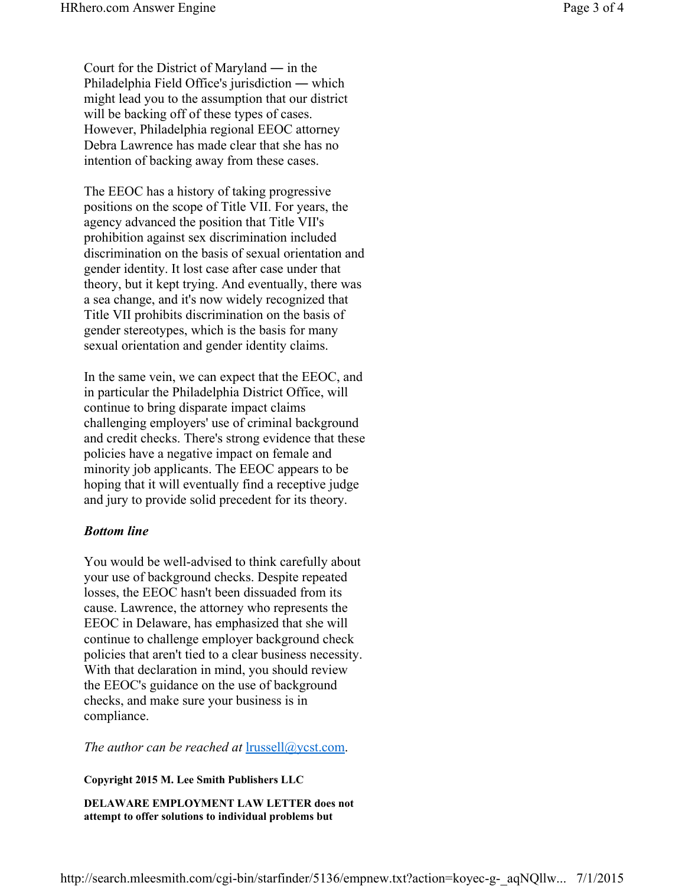Court for the District of Maryland — in the Philadelphia Field Office's jurisdiction — which might lead you to the assumption that our district will be backing off of these types of cases. However, Philadelphia regional EEOC attorney Debra Lawrence has made clear that she has no intention of backing away from these cases.

The EEOC has a history of taking progressive positions on the scope of Title VII. For years, the agency advanced the position that Title VII's prohibition against sex discrimination included discrimination on the basis of sexual orientation and gender identity. It lost case after case under that theory, but it kept trying. And eventually, there was a sea change, and it's now widely recognized that Title VII prohibits discrimination on the basis of gender stereotypes, which is the basis for many sexual orientation and gender identity claims.

In the same vein, we can expect that the EEOC, and in particular the Philadelphia District Office, will continue to bring disparate impact claims challenging employers' use of criminal background and credit checks. There's strong evidence that these policies have a negative impact on female and minority job applicants. The EEOC appears to be hoping that it will eventually find a receptive judge and jury to provide solid precedent for its theory.

***Bottom line***

You would be well-advised to think carefully about your use of background checks. Despite repeated losses, the EEOC hasn't been dissuaded from its cause. Lawrence, the attorney who represents the EEOC in Delaware, has emphasized that she will continue to challenge employer background check policies that aren't tied to a clear business necessity. With that declaration in mind, you should review the EEOC's guidance on the use of background checks, and make sure your business is in compliance.

*The author can be reached at* lrussell@ycst.com.

**Copyright 2015 M. Lee Smith Publishers LLC**

**DELAWARE EMPLOYMENT LAW LETTER does not attempt to offer solutions to individual problems but**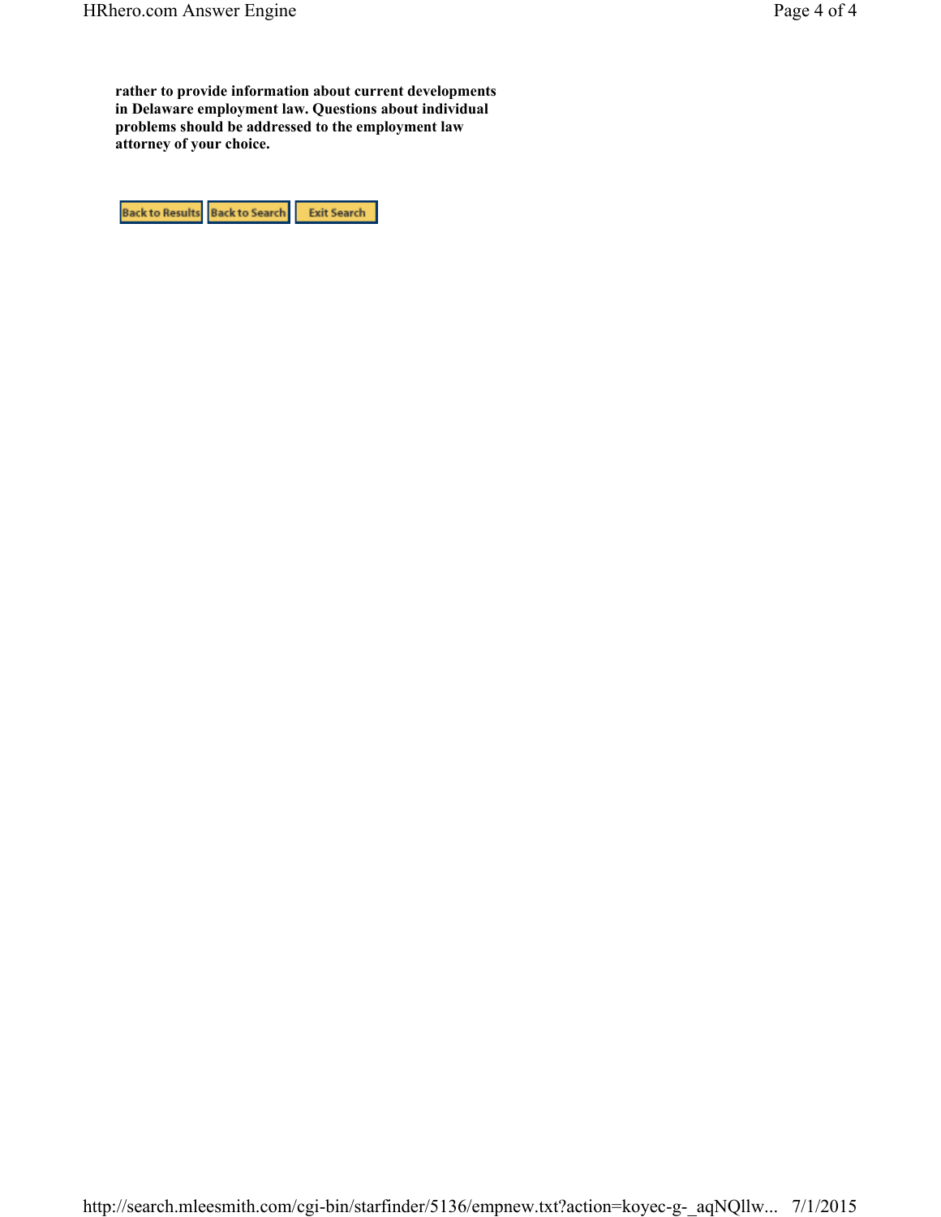**rather to provide information about current developments in Delaware employment law. Questions about individual problems should be addressed to the employment law attorney of your choice.**

Back to Results | Back to Search | Exit Search